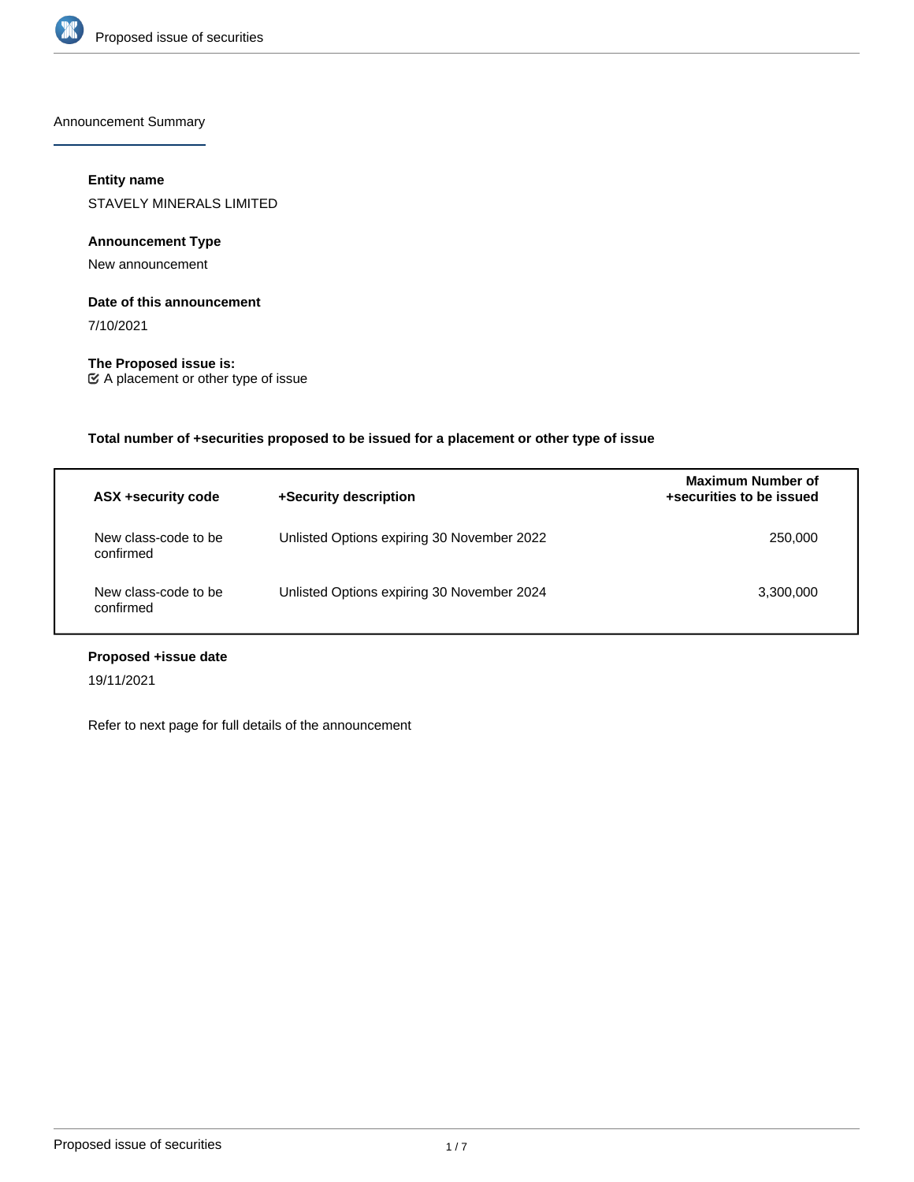## Announcement Summary

**Entity name**

STAVELY MINERALS LIMITED

**Announcement Type**

New announcement

**Date of this announcement**

7/10/2021

**The Proposed issue is:**

☑ A placement or other type of issue

**Total number of +securities proposed to be issued for a placement or other type of issue**

| ASX +security code | +Security description | Maximum Number of +securities to be issued |
| --- | --- | --- |
| New class-code to be confirmed | Unlisted Options expiring 30 November 2022 | 250,000 |
| New class-code to be confirmed | Unlisted Options expiring 30 November 2024 | 3,300,000 |

**Proposed +issue date**

19/11/2021

Refer to next page for full details of the announcement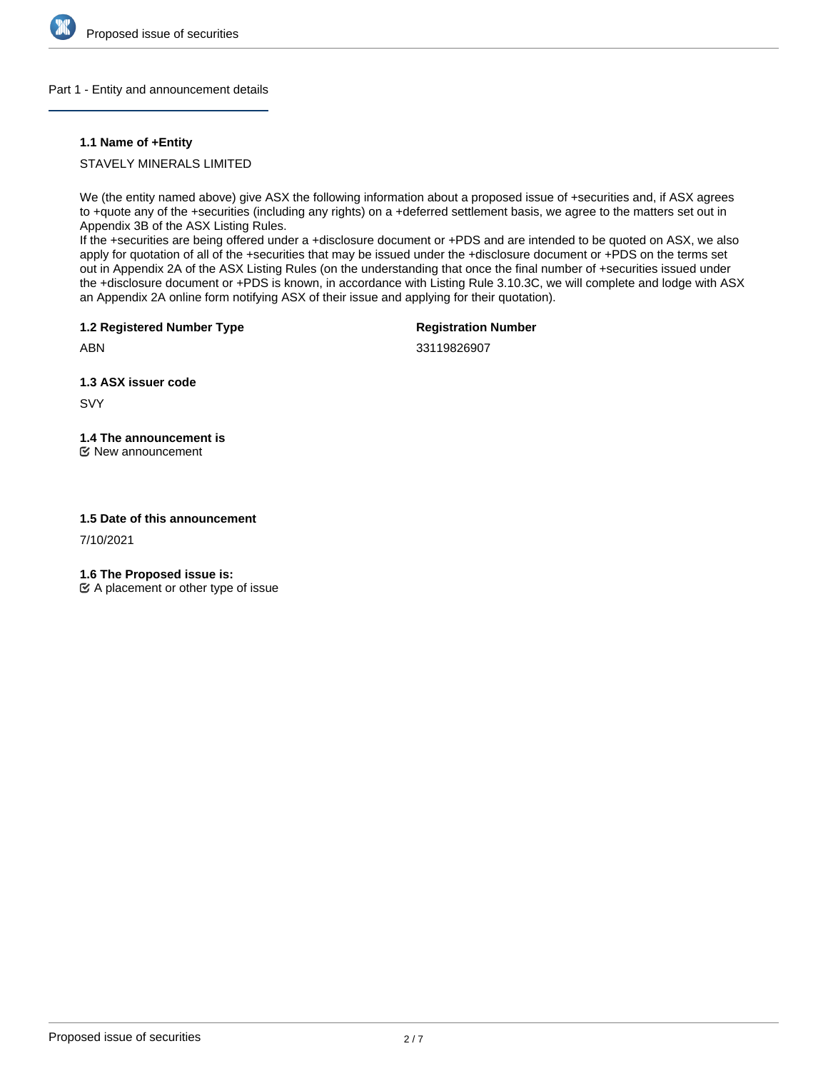## Part 1 - Entity and announcement details

### 1.1 Name of +Entity

STAVELY MINERALS LIMITED

We (the entity named above) give ASX the following information about a proposed issue of +securities and, if ASX agrees to +quote any of the +securities (including any rights) on a +deferred settlement basis, we agree to the matters set out in Appendix 3B of the ASX Listing Rules.
If the +securities are being offered under a +disclosure document or +PDS and are intended to be quoted on ASX, we also apply for quotation of all of the +securities that may be issued under the +disclosure document or +PDS on the terms set out in Appendix 2A of the ASX Listing Rules (on the understanding that once the final number of +securities issued under the +disclosure document or +PDS is known, in accordance with Listing Rule 3.10.3C, we will complete and lodge with ASX an Appendix 2A online form notifying ASX of their issue and applying for their quotation).

### 1.2 Registered Number Type

ABN

**Registration Number**

33119826907

### 1.3 ASX issuer code

SVY

### 1.4 The announcement is

☑ New announcement

### 1.5 Date of this announcement

7/10/2021

### 1.6 The Proposed issue is:

☑ A placement or other type of issue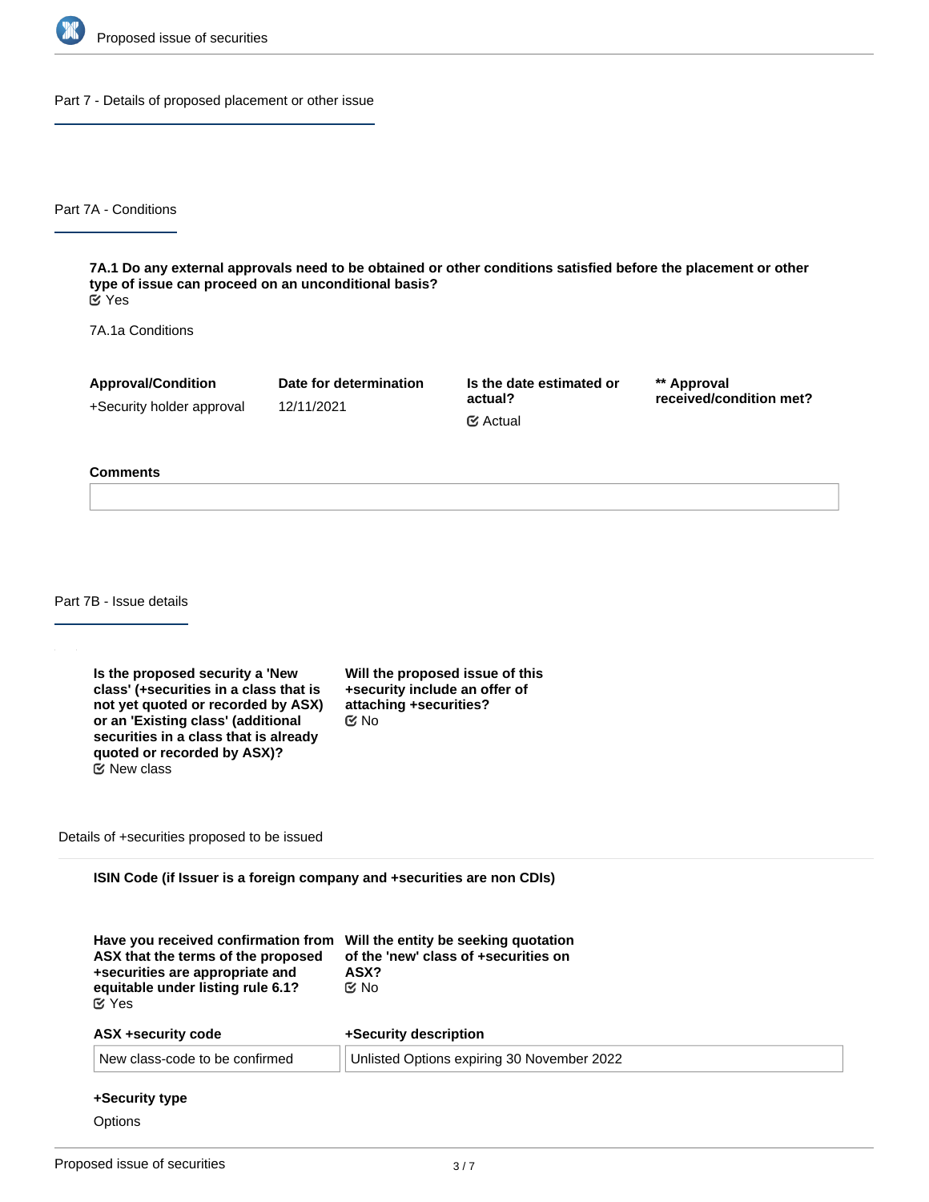## Part 7 - Details of proposed placement or other issue

### Part 7A - Conditions

**7A.1 Do any external approvals need to be obtained or other conditions satisfied before the placement or other type of issue can proceed on an unconditional basis?**
☑ Yes

7A.1a Conditions

| Approval/Condition | Date for determination | Is the date estimated or actual? | ** Approval received/condition met? |
|---|---|---|---|
| +Security holder approval | 12/11/2021 | ☑ Actual | |

**Comments**

### Part 7B - Issue details

**Is the proposed security a 'New class' (+securities in a class that is not yet quoted or recorded by ASX) or an 'Existing class' (additional securities in a class that is already quoted or recorded by ASX)?**
☑ New class

**Will the proposed issue of this +security include an offer of attaching +securities?**
☑ No

Details of +securities proposed to be issued

**ISIN Code (if Issuer is a foreign company and +securities are non CDIs)**

**Have you received confirmation from ASX that the terms of the proposed +securities are appropriate and equitable under listing rule 6.1?**
☑ Yes

**Will the entity be seeking quotation of the 'new' class of +securities on ASX?**
☑ No

| ASX +security code | +Security description |
|---|---|
| New class-code to be confirmed | Unlisted Options expiring 30 November 2022 |

**+Security type**

Options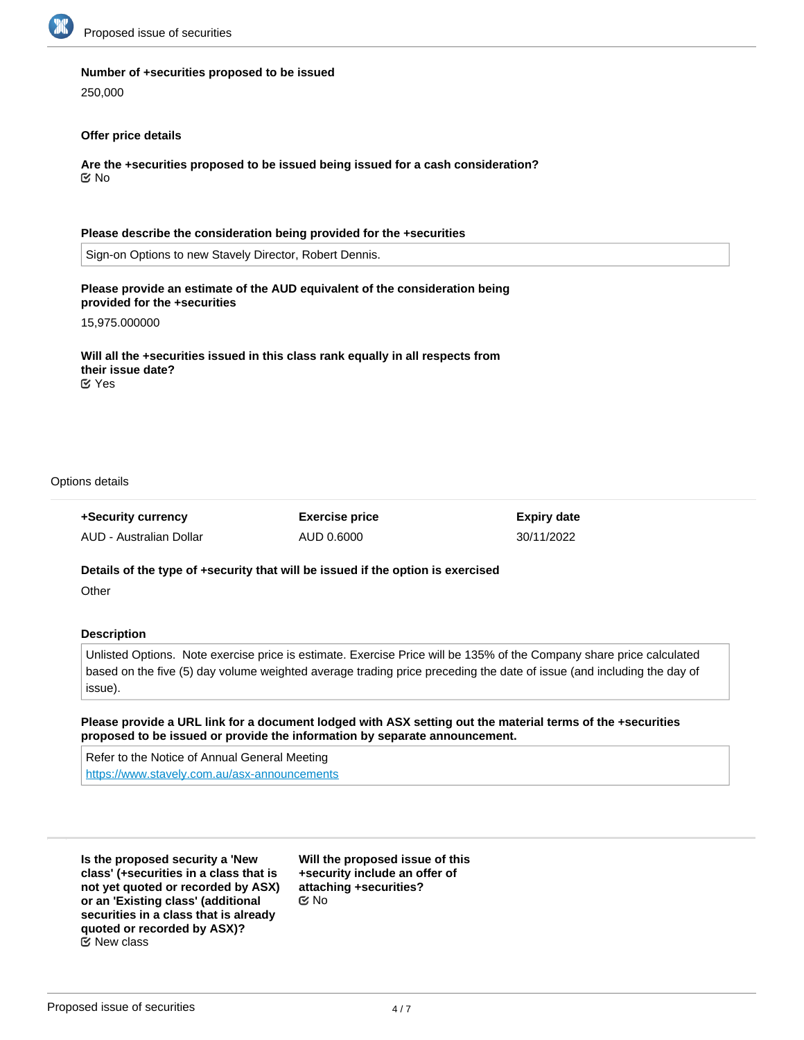**Number of +securities proposed to be issued**

250,000

**Offer price details**

**Are the +securities proposed to be issued being issued for a cash consideration?**

No

**Please describe the consideration being provided for the +securities**

Sign-on Options to new Stavely Director, Robert Dennis.

**Please provide an estimate of the AUD equivalent of the consideration being provided for the +securities**

15,975.000000

**Will all the +securities issued in this class rank equally in all respects from their issue date?**

Yes

Options details

| +Security currency | Exercise price | Expiry date |
| --- | --- | --- |
| AUD - Australian Dollar | AUD 0.6000 | 30/11/2022 |

**Details of the type of +security that will be issued if the option is exercised**

Other

**Description**

Unlisted Options. Note exercise price is estimate. Exercise Price will be 135% of the Company share price calculated based on the five (5) day volume weighted average trading price preceding the date of issue (and including the day of issue).

**Please provide a URL link for a document lodged with ASX setting out the material terms of the +securities proposed to be issued or provide the information by separate announcement.**

Refer to the Notice of Annual General Meeting
https://www.stavely.com.au/asx-announcements

**Is the proposed security a 'New class' (+securities in a class that is not yet quoted or recorded by ASX) or an 'Existing class' (additional securities in a class that is already quoted or recorded by ASX)?**

New class

**Will the proposed issue of this +security include an offer of attaching +securities?**

No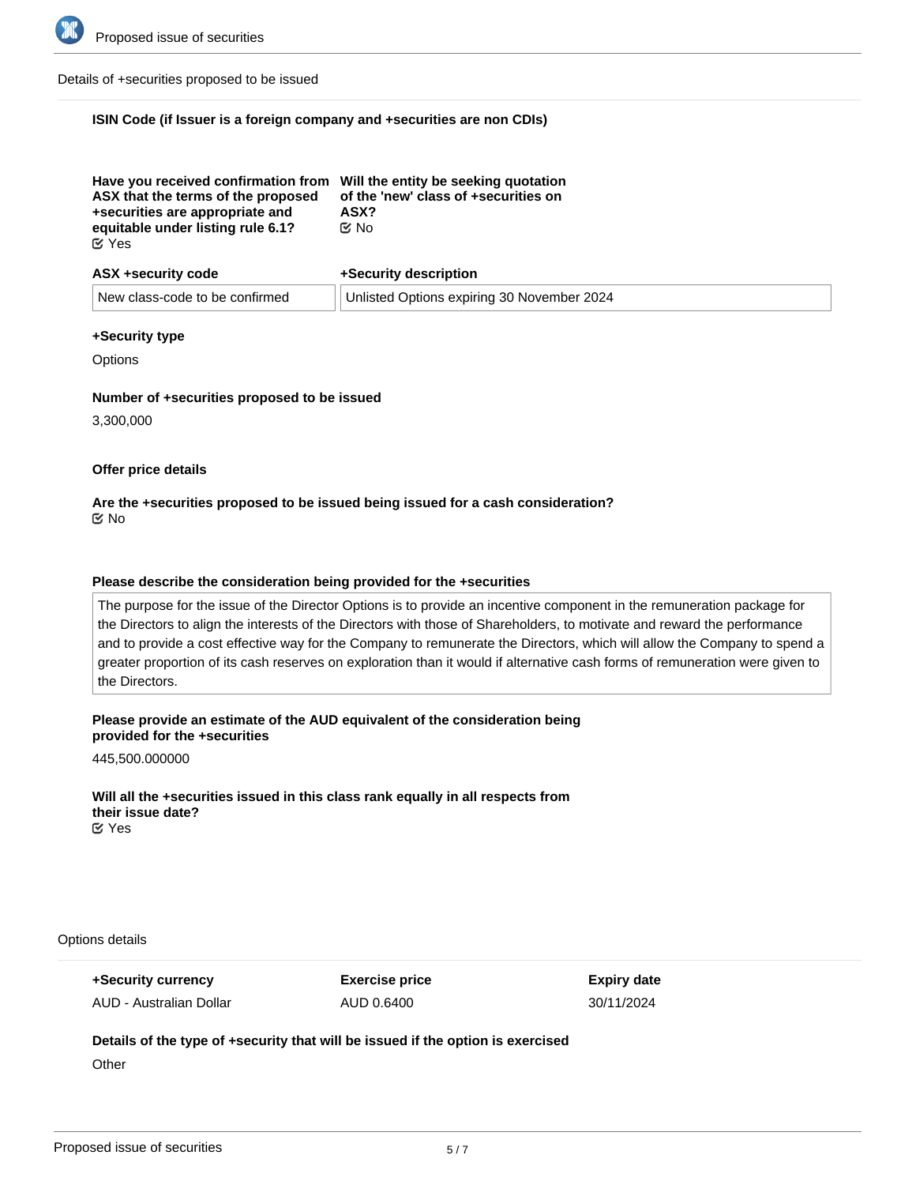Details of +securities proposed to be issued

**ISIN Code (if Issuer is a foreign company and +securities are non CDIs)**

**Have you received confirmation from ASX that the terms of the proposed +securities are appropriate and equitable under listing rule 6.1?**
☑ Yes

**Will the entity be seeking quotation of the 'new' class of +securities on ASX?**
☑ No

| ASX +security code | +Security description |
| --- | --- |
| New class-code to be confirmed | Unlisted Options expiring 30 November 2024 |

**+Security type**

Options

**Number of +securities proposed to be issued**

3,300,000

**Offer price details**

**Are the +securities proposed to be issued being issued for a cash consideration?**
☑ No

**Please describe the consideration being provided for the +securities**

The purpose for the issue of the Director Options is to provide an incentive component in the remuneration package for the Directors to align the interests of the Directors with those of Shareholders, to motivate and reward the performance and to provide a cost effective way for the Company to remunerate the Directors, which will allow the Company to spend a greater proportion of its cash reserves on exploration than it would if alternative cash forms of remuneration were given to the Directors.

**Please provide an estimate of the AUD equivalent of the consideration being provided for the +securities**

445,500.000000

**Will all the +securities issued in this class rank equally in all respects from their issue date?**
☑ Yes

Options details

| +Security currency | Exercise price | Expiry date |
| --- | --- | --- |
| AUD - Australian Dollar | AUD 0.6400 | 30/11/2024 |

**Details of the type of +security that will be issued if the option is exercised**

Other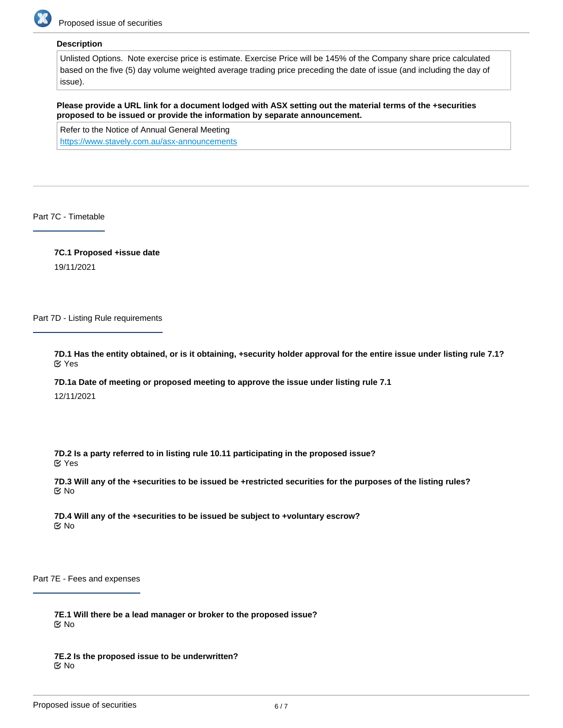**Description**

Unlisted Options. Note exercise price is estimate. Exercise Price will be 145% of the Company share price calculated based on the five (5) day volume weighted average trading price preceding the date of issue (and including the day of issue).

**Please provide a URL link for a document lodged with ASX setting out the material terms of the +securities proposed to be issued or provide the information by separate announcement.**

Refer to the Notice of Annual General Meeting
https://www.stavely.com.au/asx-announcements

## Part 7C - Timetable

**7C.1 Proposed +issue date**

19/11/2021

## Part 7D - Listing Rule requirements

**7D.1 Has the entity obtained, or is it obtaining, +security holder approval for the entire issue under listing rule 7.1?**

Yes

**7D.1a Date of meeting or proposed meeting to approve the issue under listing rule 7.1**

12/11/2021

**7D.2 Is a party referred to in listing rule 10.11 participating in the proposed issue?**

Yes

**7D.3 Will any of the +securities to be issued be +restricted securities for the purposes of the listing rules?**

No

**7D.4 Will any of the +securities to be issued be subject to +voluntary escrow?**

No

## Part 7E - Fees and expenses

**7E.1 Will there be a lead manager or broker to the proposed issue?**

No

**7E.2 Is the proposed issue to be underwritten?**

No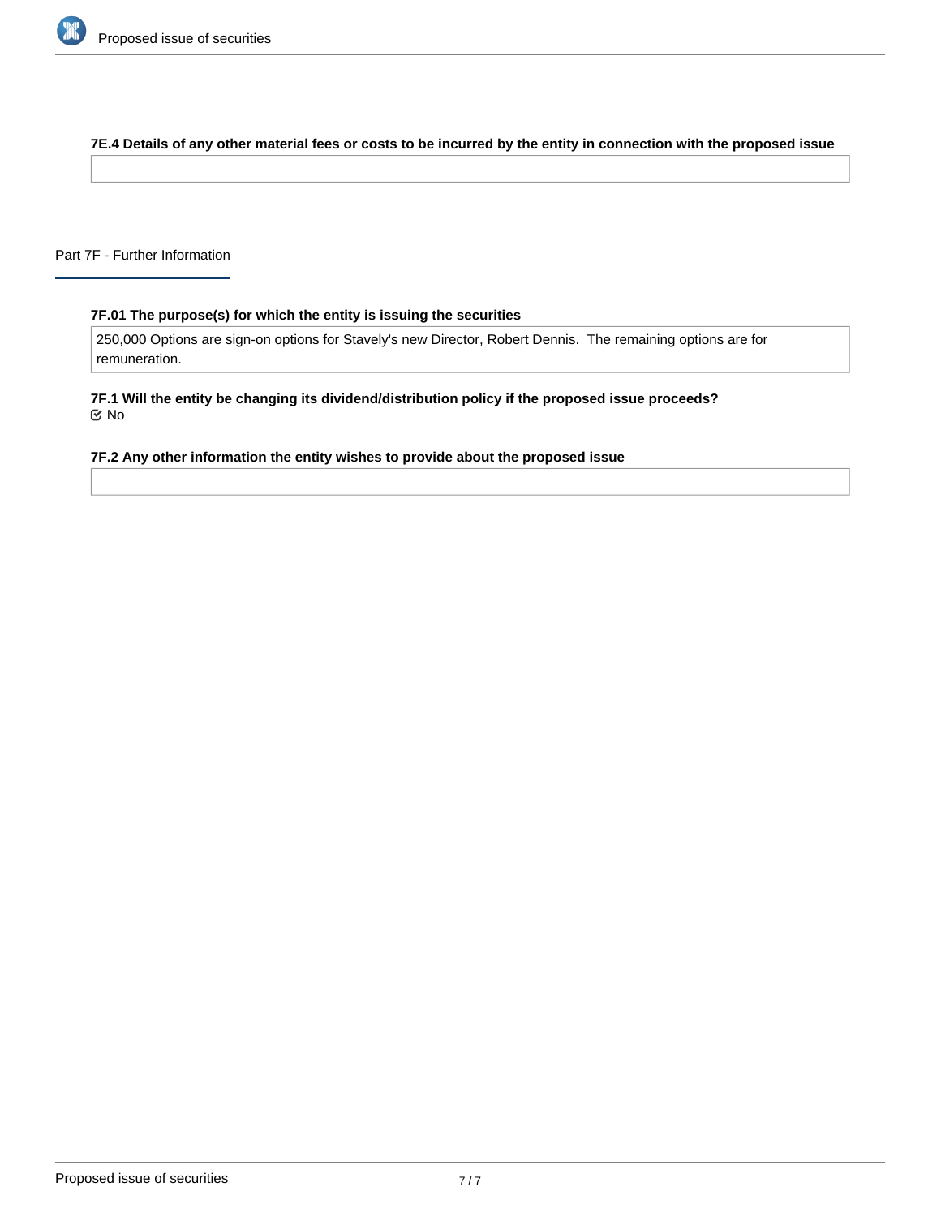**7E.4 Details of any other material fees or costs to be incurred by the entity in connection with the proposed issue**

## Part 7F - Further Information

**7F.01 The purpose(s) for which the entity is issuing the securities**

250,000 Options are sign-on options for Stavely's new Director, Robert Dennis. The remaining options are for remuneration.

**7F.1 Will the entity be changing its dividend/distribution policy if the proposed issue proceeds?**

☑ No

**7F.2 Any other information the entity wishes to provide about the proposed issue**